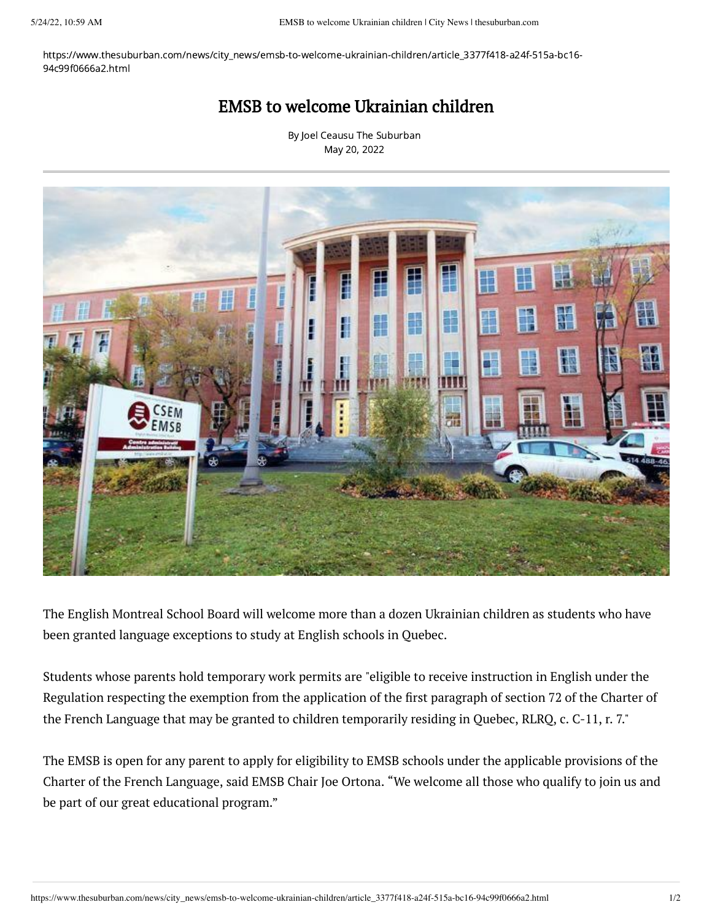https://www.thesuburban.com/news/city_news/emsb-to-welcome-ukrainian-children/article_3377f418-a24f-515a-bc16-94c99f0666a2.html

# EMSB to welcome Ukrainian children

By Joel Ceausu The Suburban
May 20, 2022

The English Montreal School Board will welcome more than a dozen Ukrainian children as students who have been granted language exceptions to study at English schools in Quebec.

Students whose parents hold temporary work permits are "eligible to receive instruction in English under the Regulation respecting the exemption from the application of the first paragraph of section 72 of the Charter of the French Language that may be granted to children temporarily residing in Quebec, RLRQ, c. C-11, r. 7."

The EMSB is open for any parent to apply for eligibility to EMSB schools under the applicable provisions of the Charter of the French Language, said EMSB Chair Joe Ortona. "We welcome all those who qualify to join us and be part of our great educational program."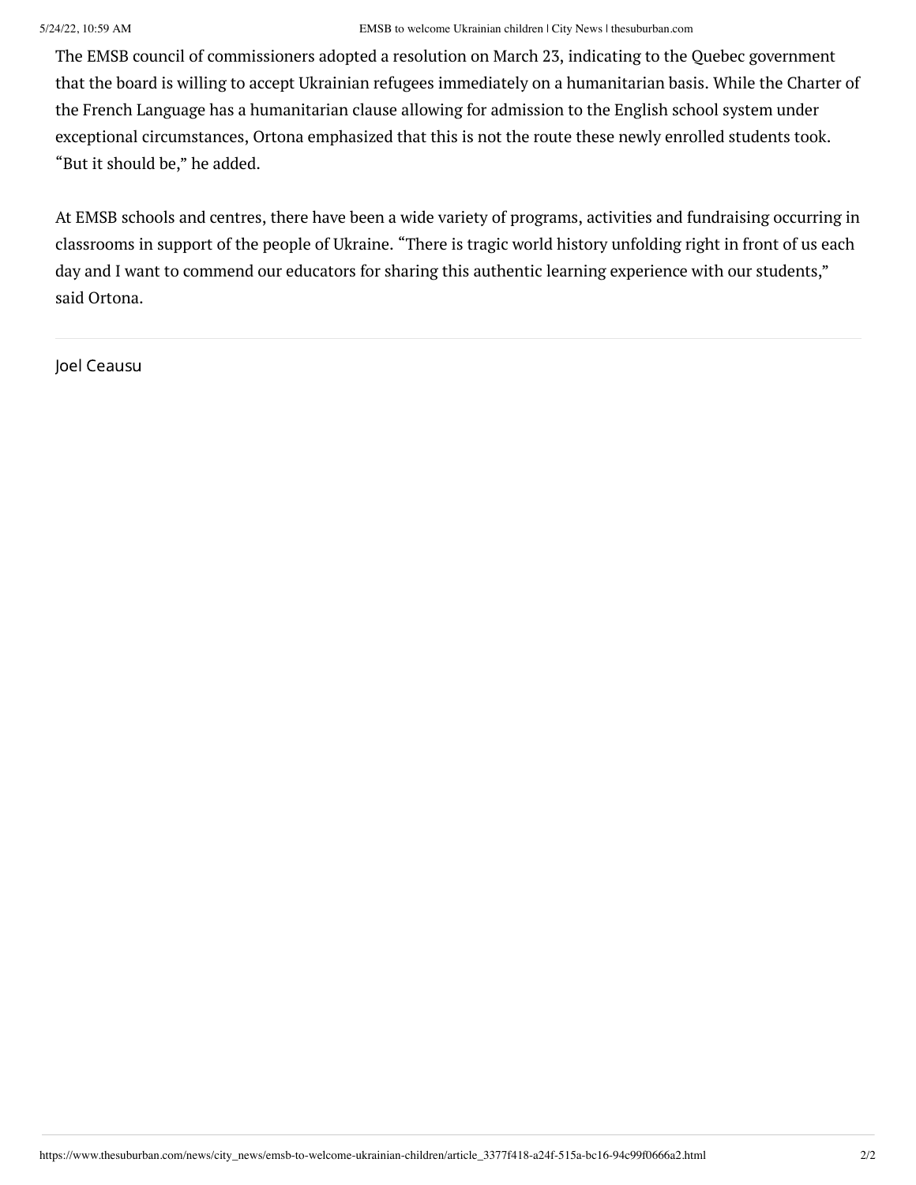The EMSB council of commissioners adopted a resolution on March 23, indicating to the Quebec government that the board is willing to accept Ukrainian refugees immediately on a humanitarian basis. While the Charter of the French Language has a humanitarian clause allowing for admission to the English school system under exceptional circumstances, Ortona emphasized that this is not the route these newly enrolled students took. “But it should be,” he added.

At EMSB schools and centres, there have been a wide variety of programs, activities and fundraising occurring in classrooms in support of the people of Ukraine. “There is tragic world history unfolding right in front of us each day and I want to commend our educators for sharing this authentic learning experience with our students,” said Ortona.

---

Joel Ceausu